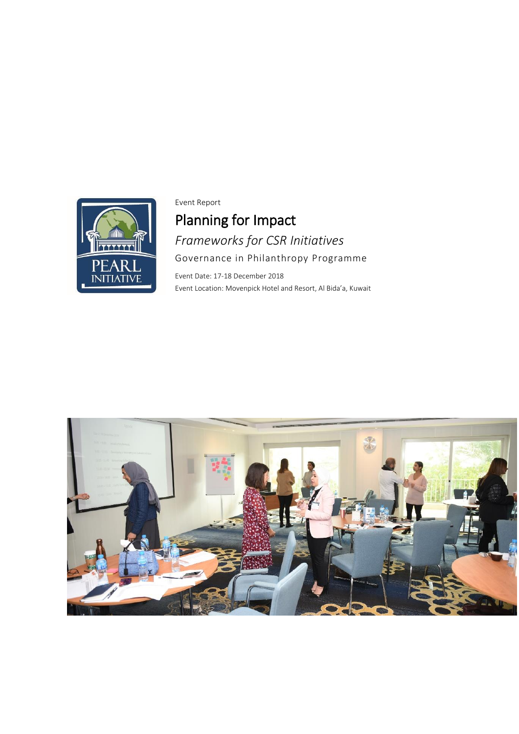Event Report

# Planning for Impact

## *Frameworks for CSR Initiatives*

### Governance in Philanthropy Programme

Event Date: 17-18 December 2018

Event Location: Movenpick Hotel and Resort, Al Bida'a, Kuwait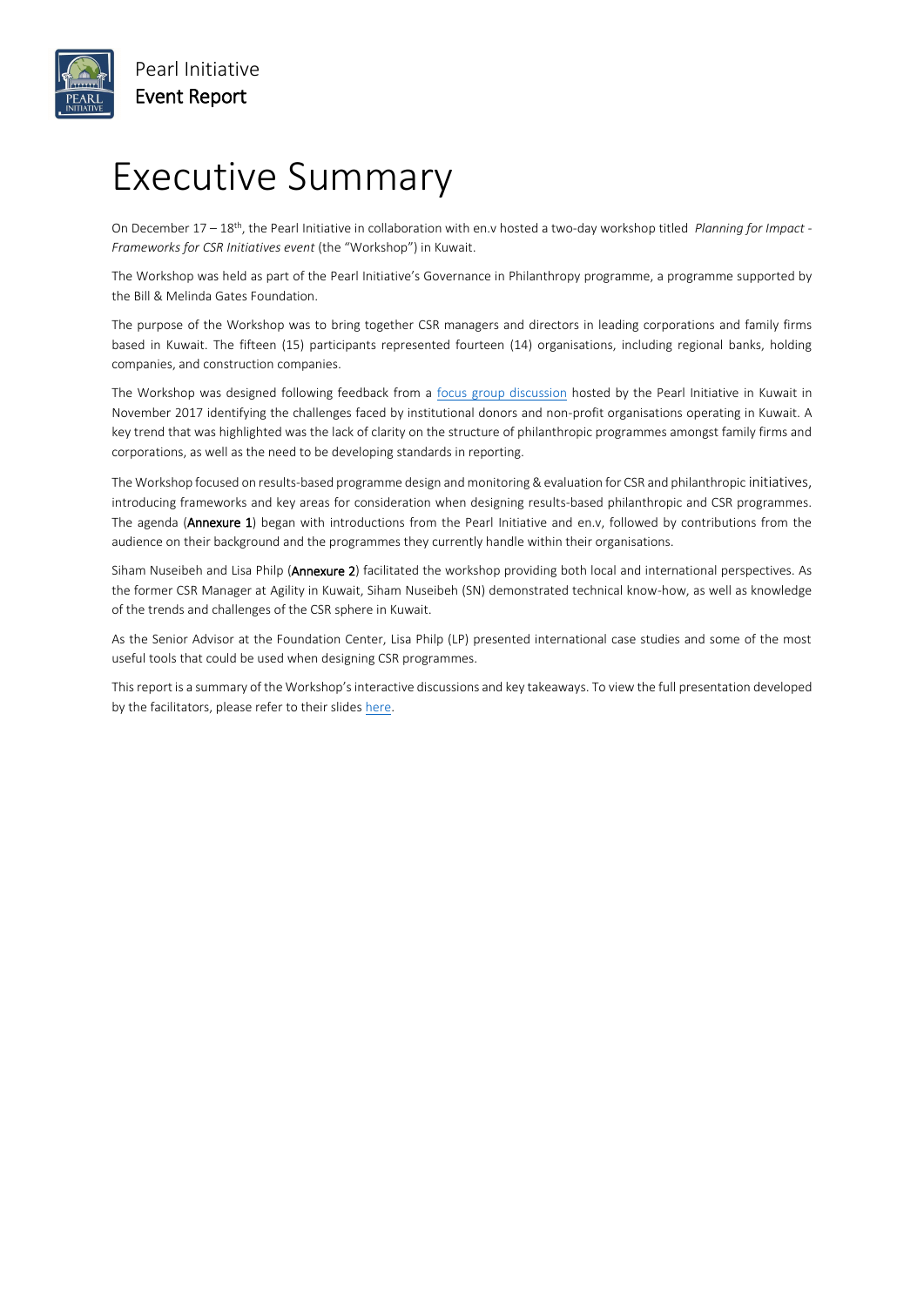# Executive Summary

On December 17 – 18th, the Pearl Initiative in collaboration with en.v hosted a two-day workshop titled *Planning for Impact - Frameworks for CSR Initiatives event* (the "Workshop") in Kuwait.

The Workshop was held as part of the Pearl Initiative's Governance in Philanthropy programme, a programme supported by the Bill & Melinda Gates Foundation.

The purpose of the Workshop was to bring together CSR managers and directors in leading corporations and family firms based in Kuwait. The fifteen (15) participants represented fourteen (14) organisations, including regional banks, holding companies, and construction companies.

The Workshop was designed following feedback from a focus group discussion hosted by the Pearl Initiative in Kuwait in November 2017 identifying the challenges faced by institutional donors and non-profit organisations operating in Kuwait. A key trend that was highlighted was the lack of clarity on the structure of philanthropic programmes amongst family firms and corporations, as well as the need to be developing standards in reporting.

The Workshop focused on results-based programme design and monitoring & evaluation for CSR and philanthropic initiatives, introducing frameworks and key areas for consideration when designing results-based philanthropic and CSR programmes. The agenda (**Annexure 1**) began with introductions from the Pearl Initiative and en.v, followed by contributions from the audience on their background and the programmes they currently handle within their organisations.

Siham Nuseibeh and Lisa Philp (**Annexure 2**) facilitated the workshop providing both local and international perspectives. As the former CSR Manager at Agility in Kuwait, Siham Nuseibeh (SN) demonstrated technical know-how, as well as knowledge of the trends and challenges of the CSR sphere in Kuwait.

As the Senior Advisor at the Foundation Center, Lisa Philp (LP) presented international case studies and some of the most useful tools that could be used when designing CSR programmes.

This report is a summary of the Workshop's interactive discussions and key takeaways. To view the full presentation developed by the facilitators, please refer to their slides here.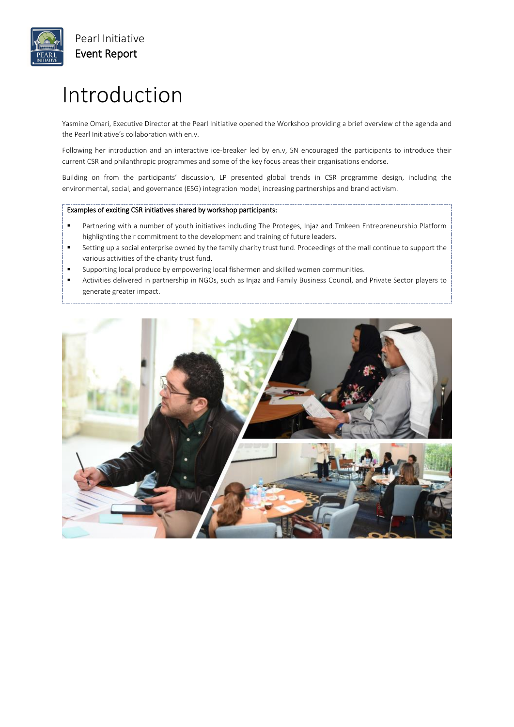# Introduction

Yasmine Omari, Executive Director at the Pearl Initiative opened the Workshop providing a brief overview of the agenda and the Pearl Initiative's collaboration with en.v.

Following her introduction and an interactive ice-breaker led by en.v, SN encouraged the participants to introduce their current CSR and philanthropic programmes and some of the key focus areas their organisations endorse.

Building on from the participants' discussion, LP presented global trends in CSR programme design, including the environmental, social, and governance (ESG) integration model, increasing partnerships and brand activism.

**Examples of exciting CSR initiatives shared by workshop participants:**

- Partnering with a number of youth initiatives including The Proteges, Injaz and Tmkeen Entrepreneurship Platform highlighting their commitment to the development and training of future leaders.
- Setting up a social enterprise owned by the family charity trust fund. Proceedings of the mall continue to support the various activities of the charity trust fund.
- Supporting local produce by empowering local fishermen and skilled women communities.
- Activities delivered in partnership in NGOs, such as Injaz and Family Business Council, and Private Sector players to generate greater impact.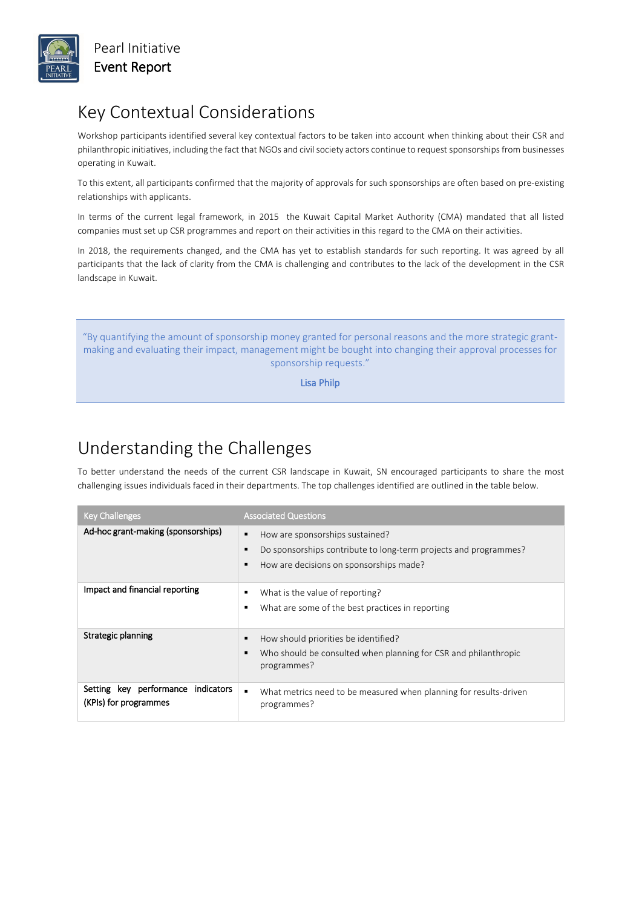## Key Contextual Considerations

Workshop participants identified several key contextual factors to be taken into account when thinking about their CSR and philanthropic initiatives, including the fact that NGOs and civil society actors continue to request sponsorships from businesses operating in Kuwait.

To this extent, all participants confirmed that the majority of approvals for such sponsorships are often based on pre-existing relationships with applicants.

In terms of the current legal framework, in 2015 the Kuwait Capital Market Authority (CMA) mandated that all listed companies must set up CSR programmes and report on their activities in this regard to the CMA on their activities.

In 2018, the requirements changed, and the CMA has yet to establish standards for such reporting. It was agreed by all participants that the lack of clarity from the CMA is challenging and contributes to the lack of the development in the CSR landscape in Kuwait.

> "By quantifying the amount of sponsorship money granted for personal reasons and the more strategic grant-making and evaluating their impact, management might be bought into changing their approval processes for sponsorship requests."
>
> Lisa Philp

## Understanding the Challenges

To better understand the needs of the current CSR landscape in Kuwait, SN encouraged participants to share the most challenging issues individuals faced in their departments. The top challenges identified are outlined in the table below.

| Key Challenges | Associated Questions |
|---|---|
| Ad-hoc grant-making (sponsorships) | ▪ How are sponsorships sustained?<br>▪ Do sponsorships contribute to long-term projects and programmes?<br>▪ How are decisions on sponsorships made? |
| Impact and financial reporting | ▪ What is the value of reporting?<br>▪ What are some of the best practices in reporting |
| Strategic planning | ▪ How should priorities be identified?<br>▪ Who should be consulted when planning for CSR and philanthropic programmes? |
| Setting key performance indicators (KPIs) for programmes | ▪ What metrics need to be measured when planning for results-driven programmes? |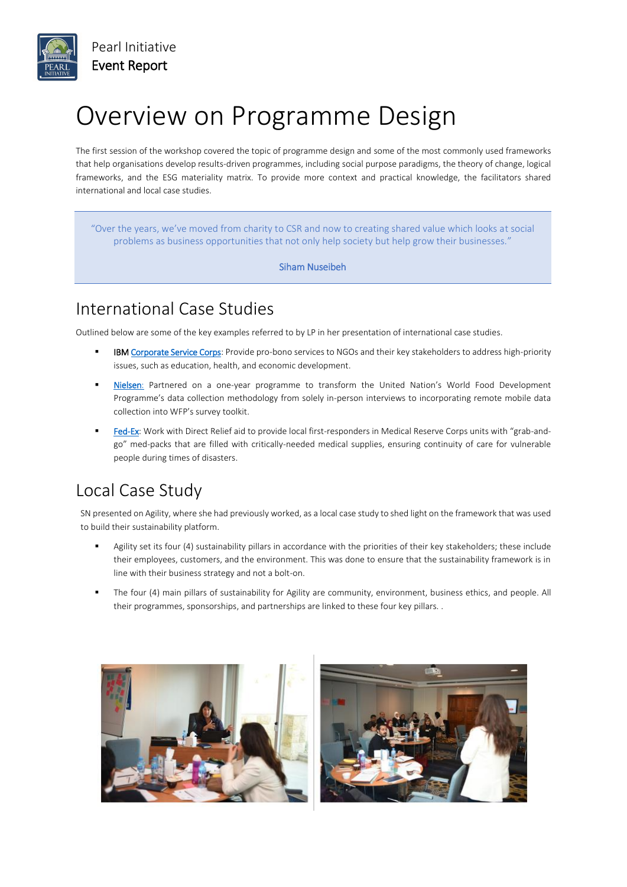# Overview on Programme Design

The first session of the workshop covered the topic of programme design and some of the most commonly used frameworks that help organisations develop results-driven programmes, including social purpose paradigms, the theory of change, logical frameworks, and the ESG materiality matrix. To provide more context and practical knowledge, the facilitators shared international and local case studies.

> "Over the years, we've moved from charity to CSR and now to creating shared value which looks at social problems as business opportunities that not only help society but help grow their businesses."
>
> Siham Nuseibeh

## International Case Studies

Outlined below are some of the key examples referred to by LP in her presentation of international case studies.

- IBM Corporate Service Corps: Provide pro-bono services to NGOs and their key stakeholders to address high-priority issues, such as education, health, and economic development.
- Nielsen: Partnered on a one-year programme to transform the United Nation's World Food Development Programme's data collection methodology from solely in-person interviews to incorporating remote mobile data collection into WFP's survey toolkit.
- Fed-Ex: Work with Direct Relief aid to provide local first-responders in Medical Reserve Corps units with "grab-and-go" med-packs that are filled with critically-needed medical supplies, ensuring continuity of care for vulnerable people during times of disasters.

## Local Case Study

SN presented on Agility, where she had previously worked, as a local case study to shed light on the framework that was used to build their sustainability platform.

- Agility set its four (4) sustainability pillars in accordance with the priorities of their key stakeholders; these include their employees, customers, and the environment. This was done to ensure that the sustainability framework is in line with their business strategy and not a bolt-on.
- The four (4) main pillars of sustainability for Agility are community, environment, business ethics, and people. All their programmes, sponsorships, and partnerships are linked to these four key pillars. .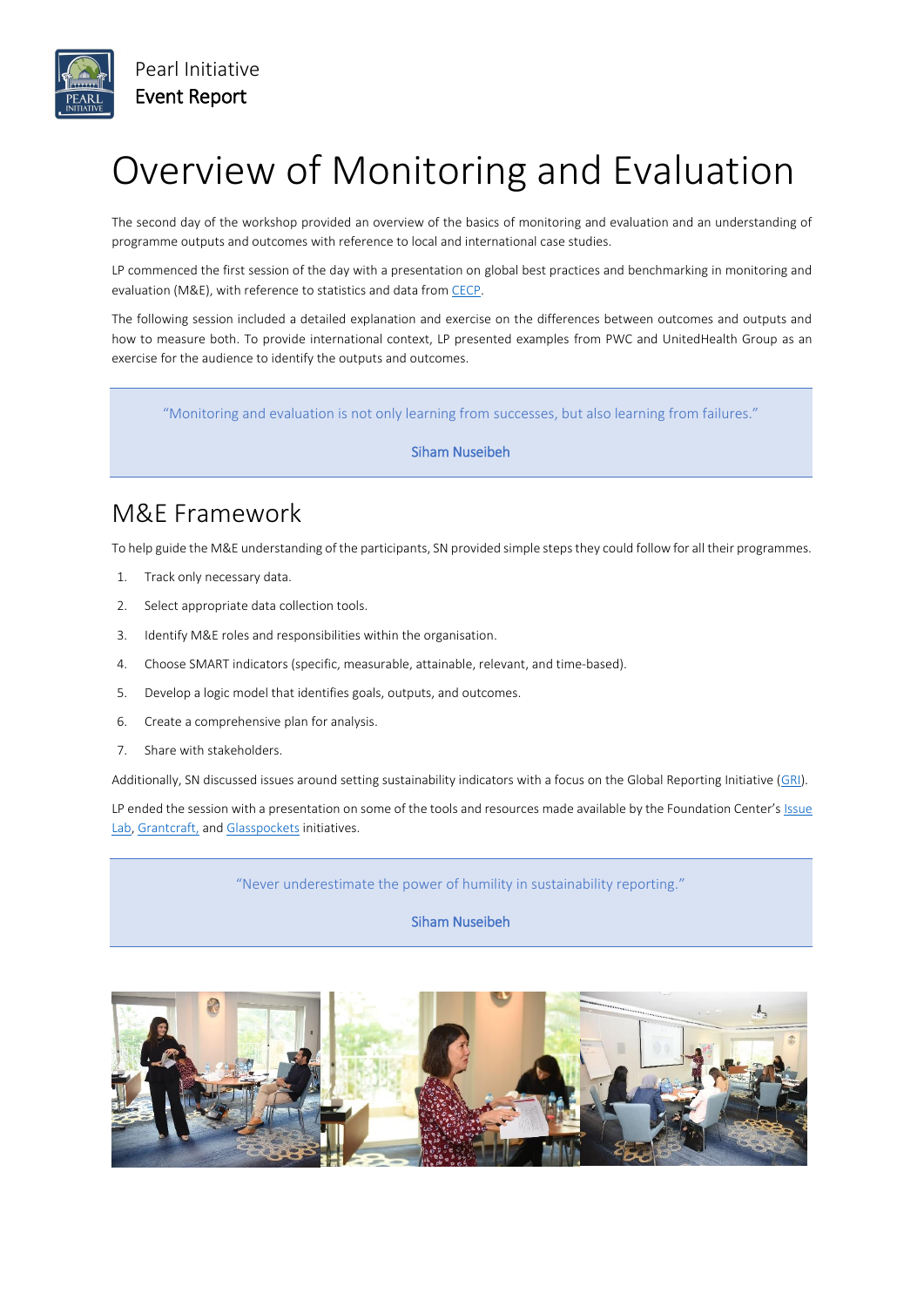# Overview of Monitoring and Evaluation

The second day of the workshop provided an overview of the basics of monitoring and evaluation and an understanding of programme outputs and outcomes with reference to local and international case studies.

LP commenced the first session of the day with a presentation on global best practices and benchmarking in monitoring and evaluation (M&E), with reference to statistics and data from CECP.

The following session included a detailed explanation and exercise on the differences between outcomes and outputs and how to measure both. To provide international context, LP presented examples from PWC and UnitedHealth Group as an exercise for the audience to identify the outputs and outcomes.

> "Monitoring and evaluation is not only learning from successes, but also learning from failures."
>
> Siham Nuseibeh

## M&E Framework

To help guide the M&E understanding of the participants, SN provided simple steps they could follow for all their programmes.

1. Track only necessary data.
2. Select appropriate data collection tools.
3. Identify M&E roles and responsibilities within the organisation.
4. Choose SMART indicators (specific, measurable, attainable, relevant, and time-based).
5. Develop a logic model that identifies goals, outputs, and outcomes.
6. Create a comprehensive plan for analysis.
7. Share with stakeholders.

Additionally, SN discussed issues around setting sustainability indicators with a focus on the Global Reporting Initiative (GRI).

LP ended the session with a presentation on some of the tools and resources made available by the Foundation Center's Issue Lab, Grantcraft, and Glasspockets initiatives.

> "Never underestimate the power of humility in sustainability reporting."
>
> Siham Nuseibeh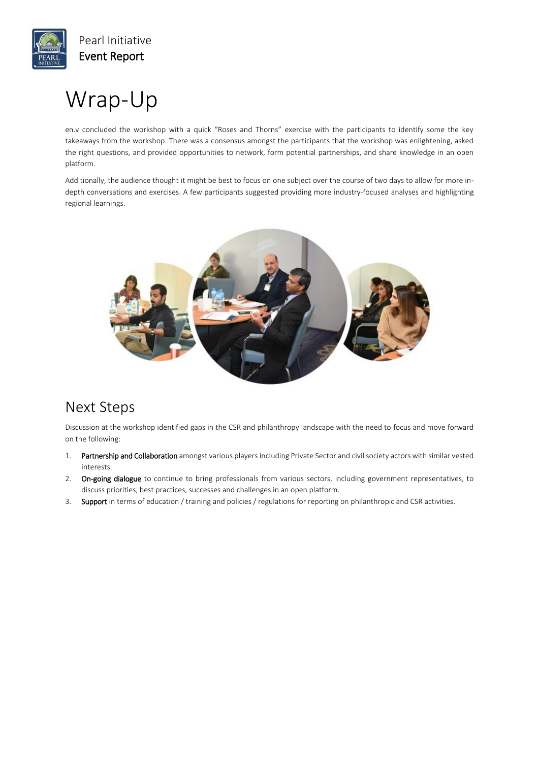# Wrap-Up

en.v concluded the workshop with a quick "Roses and Thorns" exercise with the participants to identify some the key takeaways from the workshop. There was a consensus amongst the participants that the workshop was enlightening, asked the right questions, and provided opportunities to network, form potential partnerships, and share knowledge in an open platform.

Additionally, the audience thought it might be best to focus on one subject over the course of two days to allow for more in-depth conversations and exercises. A few participants suggested providing more industry-focused analyses and highlighting regional learnings.

## Next Steps

Discussion at the workshop identified gaps in the CSR and philanthropy landscape with the need to focus and move forward on the following:

1. **Partnership and Collaboration** amongst various players including Private Sector and civil society actors with similar vested interests.
2. **On-going dialogue** to continue to bring professionals from various sectors, including government representatives, to discuss priorities, best practices, successes and challenges in an open platform.
3. **Support** in terms of education / training and policies / regulations for reporting on philanthropic and CSR activities.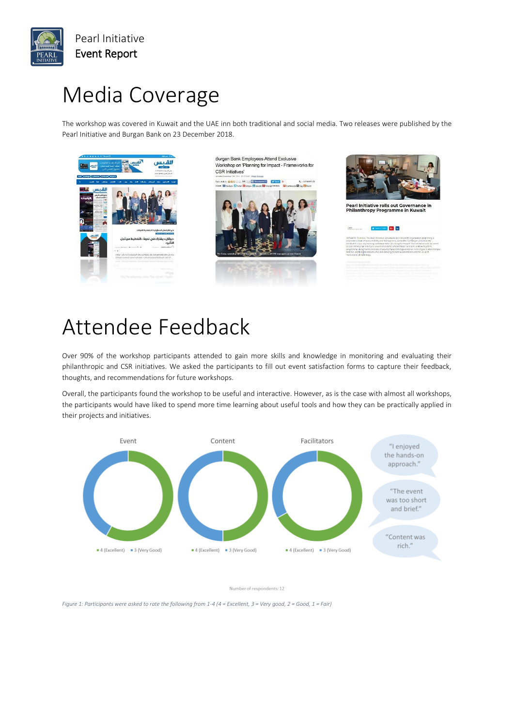# Media Coverage

The workshop was covered in Kuwait and the UAE inn both traditional and social media. Two releases were published by the Pearl Initiative and Burgan Bank on 23 December 2018.

# Attendee Feedback

Over 90% of the workshop participants attended to gain more skills and knowledge in monitoring and evaluating their philanthropic and CSR initiatives. We asked the participants to fill out event satisfaction forms to capture their feedback, thoughts, and recommendations for future workshops.

Overall, the participants found the workshop to be useful and interactive. However, as is the case with almost all workshops, the participants would have liked to spend more time learning about useful tools and how they can be practically applied in their projects and initiatives.

Event — ■ 4 (Excellent) ■ 3 (Very Good)

Content — ■ 4 (Excellent) ■ 3 (Very Good)

Facilitators — ■ 4 (Excellent) ■ 3 (Very Good)

"I enjoyed the hands-on approach."

"The event was too short and brief."

"Content was rich."

Number of respondents: 12

*Figure 1: Participants were asked to rate the following from 1-4 (4 = Excellent, 3 = Very good, 2 = Good, 1 = Fair)*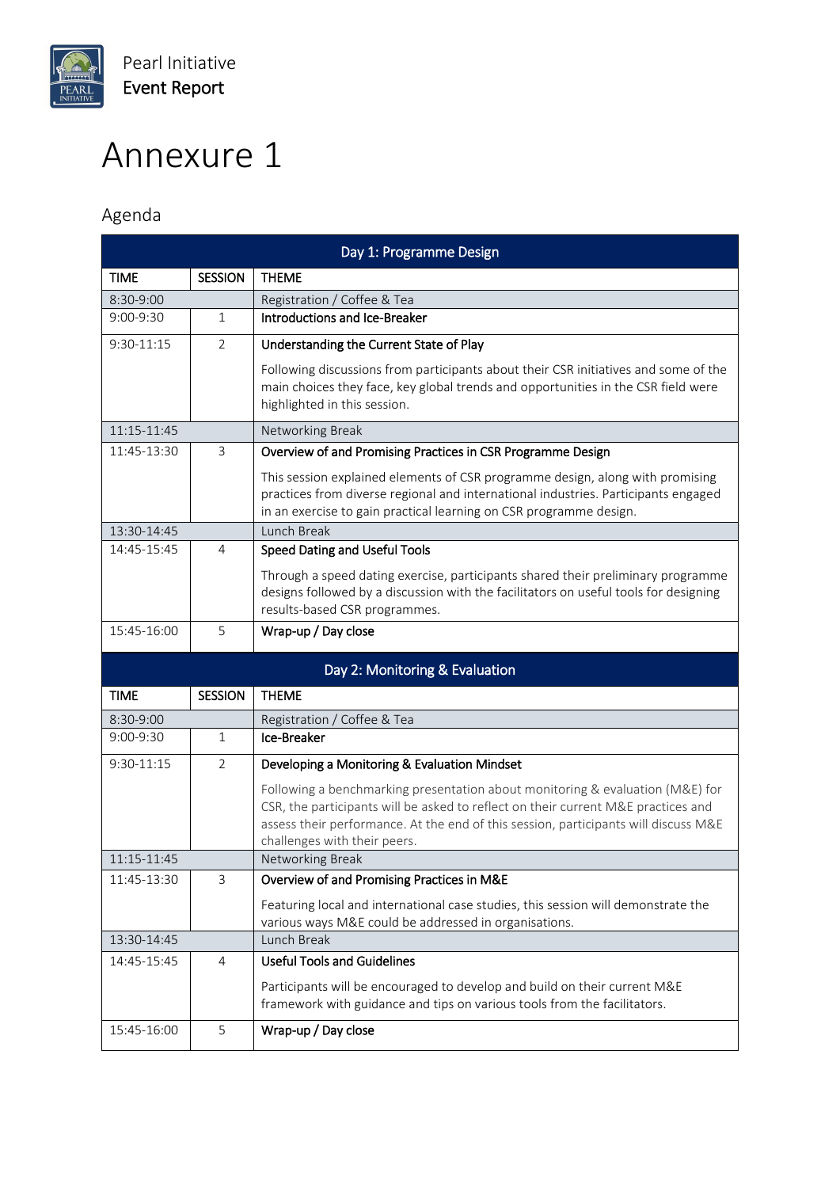# Annexure 1

## Agenda

| Day 1: Programme Design | | |
|---|---|---|
| **TIME** | **SESSION** | **THEME** |
| 8:30-9:00 | | Registration / Coffee & Tea |
| 9:00-9:30 | 1 | **Introductions and Ice-Breaker** |
| 9:30-11:15 | 2 | **Understanding the Current State of Play**<br><br>Following discussions from participants about their CSR initiatives and some of the main choices they face, key global trends and opportunities in the CSR field were highlighted in this session. |
| 11:15-11:45 | | Networking Break |
| 11:45-13:30 | 3 | **Overview of and Promising Practices in CSR Programme Design**<br><br>This session explained elements of CSR programme design, along with promising practices from diverse regional and international industries. Participants engaged in an exercise to gain practical learning on CSR programme design. |
| 13:30-14:45 | | Lunch Break |
| 14:45-15:45 | 4 | **Speed Dating and Useful Tools**<br><br>Through a speed dating exercise, participants shared their preliminary programme designs followed by a discussion with the facilitators on useful tools for designing results-based CSR programmes. |
| 15:45-16:00 | 5 | **Wrap-up / Day close** |

| Day 2: Monitoring & Evaluation | | |
|---|---|---|
| **TIME** | **SESSION** | **THEME** |
| 8:30-9:00 | | Registration / Coffee & Tea |
| 9:00-9:30 | 1 | **Ice-Breaker** |
| 9:30-11:15 | 2 | **Developing a Monitoring & Evaluation Mindset**<br><br>Following a benchmarking presentation about monitoring & evaluation (M&E) for CSR, the participants will be asked to reflect on their current M&E practices and assess their performance. At the end of this session, participants will discuss M&E challenges with their peers. |
| 11:15-11:45 | | Networking Break |
| 11:45-13:30 | 3 | **Overview of and Promising Practices in M&E**<br><br>Featuring local and international case studies, this session will demonstrate the various ways M&E could be addressed in organisations. |
| 13:30-14:45 | | Lunch Break |
| 14:45-15:45 | 4 | **Useful Tools and Guidelines**<br><br>Participants will be encouraged to develop and build on their current M&E framework with guidance and tips on various tools from the facilitators. |
| 15:45-16:00 | 5 | **Wrap-up / Day close** |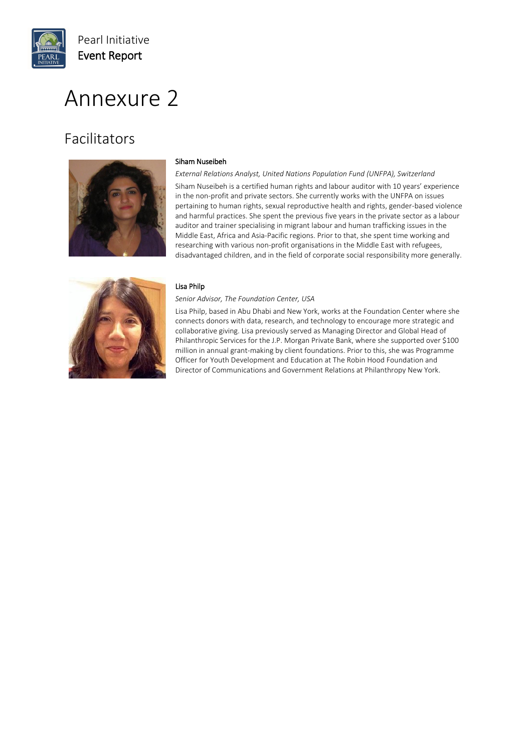# Annexure 2

## Facilitators

**Siham Nuseibeh**

*External Relations Analyst, United Nations Population Fund (UNFPA), Switzerland*

Siham Nuseibeh is a certified human rights and labour auditor with 10 years' experience in the non-profit and private sectors. She currently works with the UNFPA on issues pertaining to human rights, sexual reproductive health and rights, gender-based violence and harmful practices. She spent the previous five years in the private sector as a labour auditor and trainer specialising in migrant labour and human trafficking issues in the Middle East, Africa and Asia-Pacific regions. Prior to that, she spent time working and researching with various non-profit organisations in the Middle East with refugees, disadvantaged children, and in the field of corporate social responsibility more generally.

**Lisa Philp**

*Senior Advisor, The Foundation Center, USA*

Lisa Philp, based in Abu Dhabi and New York, works at the Foundation Center where she connects donors with data, research, and technology to encourage more strategic and collaborative giving. Lisa previously served as Managing Director and Global Head of Philanthropic Services for the J.P. Morgan Private Bank, where she supported over $100 million in annual grant-making by client foundations. Prior to this, she was Programme Officer for Youth Development and Education at The Robin Hood Foundation and Director of Communications and Government Relations at Philanthropy New York.